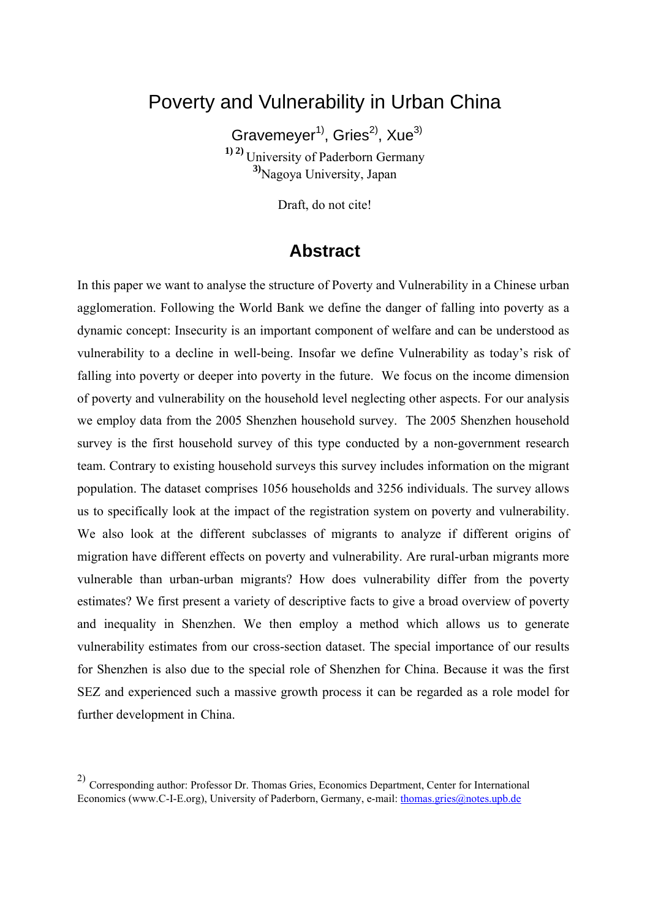# Poverty and Vulnerability in Urban China

Gravemeyer[1), Gries[2), Xue[3)

[1) 2)] University of Paderborn Germany

[3)]Nagoya University, Japan

Draft, do not cite!

## Abstract

In this paper we want to analyse the structure of Poverty and Vulnerability in a Chinese urban agglomeration. Following the World Bank we define the danger of falling into poverty as a dynamic concept: Insecurity is an important component of welfare and can be understood as vulnerability to a decline in well-being. Insofar we define Vulnerability as today's risk of falling into poverty or deeper into poverty in the future. We focus on the income dimension of poverty and vulnerability on the household level neglecting other aspects. For our analysis we employ data from the 2005 Shenzhen household survey. The 2005 Shenzhen household survey is the first household survey of this type conducted by a non-government research team. Contrary to existing household surveys this survey includes information on the migrant population. The dataset comprises 1056 households and 3256 individuals. The survey allows us to specifically look at the impact of the registration system on poverty and vulnerability. We also look at the different subclasses of migrants to analyze if different origins of migration have different effects on poverty and vulnerability. Are rural-urban migrants more vulnerable than urban-urban migrants? How does vulnerability differ from the poverty estimates? We first present a variety of descriptive facts to give a broad overview of poverty and inequality in Shenzhen. We then employ a method which allows us to generate vulnerability estimates from our cross-section dataset. The special importance of our results for Shenzhen is also due to the special role of Shenzhen for China. Because it was the first SEZ and experienced such a massive growth process it can be regarded as a role model for further development in China.

[2)] Corresponding author: Professor Dr. Thomas Gries, Economics Department, Center for International Economics (www.C-I-E.org), University of Paderborn, Germany, e-mail: thomas.gries@notes.upb.de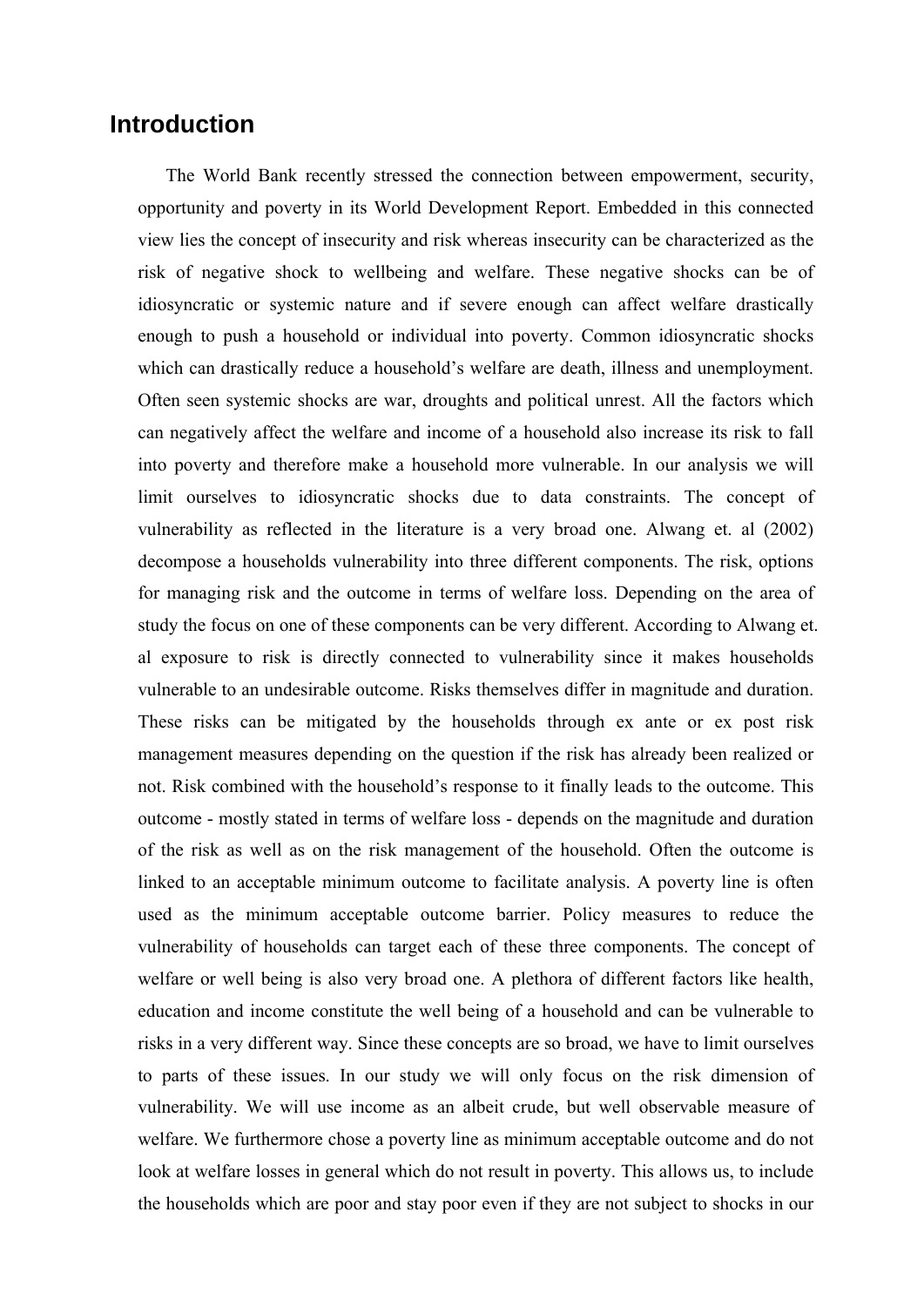# Introduction

The World Bank recently stressed the connection between empowerment, security, opportunity and poverty in its World Development Report. Embedded in this connected view lies the concept of insecurity and risk whereas insecurity can be characterized as the risk of negative shock to wellbeing and welfare. These negative shocks can be of idiosyncratic or systemic nature and if severe enough can affect welfare drastically enough to push a household or individual into poverty. Common idiosyncratic shocks which can drastically reduce a household's welfare are death, illness and unemployment. Often seen systemic shocks are war, droughts and political unrest. All the factors which can negatively affect the welfare and income of a household also increase its risk to fall into poverty and therefore make a household more vulnerable. In our analysis we will limit ourselves to idiosyncratic shocks due to data constraints. The concept of vulnerability as reflected in the literature is a very broad one. Alwang et. al (2002) decompose a households vulnerability into three different components. The risk, options for managing risk and the outcome in terms of welfare loss. Depending on the area of study the focus on one of these components can be very different. According to Alwang et. al exposure to risk is directly connected to vulnerability since it makes households vulnerable to an undesirable outcome. Risks themselves differ in magnitude and duration. These risks can be mitigated by the households through ex ante or ex post risk management measures depending on the question if the risk has already been realized or not. Risk combined with the household's response to it finally leads to the outcome. This outcome - mostly stated in terms of welfare loss - depends on the magnitude and duration of the risk as well as on the risk management of the household. Often the outcome is linked to an acceptable minimum outcome to facilitate analysis. A poverty line is often used as the minimum acceptable outcome barrier. Policy measures to reduce the vulnerability of households can target each of these three components. The concept of welfare or well being is also very broad one. A plethora of different factors like health, education and income constitute the well being of a household and can be vulnerable to risks in a very different way. Since these concepts are so broad, we have to limit ourselves to parts of these issues. In our study we will only focus on the risk dimension of vulnerability. We will use income as an albeit crude, but well observable measure of welfare. We furthermore chose a poverty line as minimum acceptable outcome and do not look at welfare losses in general which do not result in poverty. This allows us, to include the households which are poor and stay poor even if they are not subject to shocks in our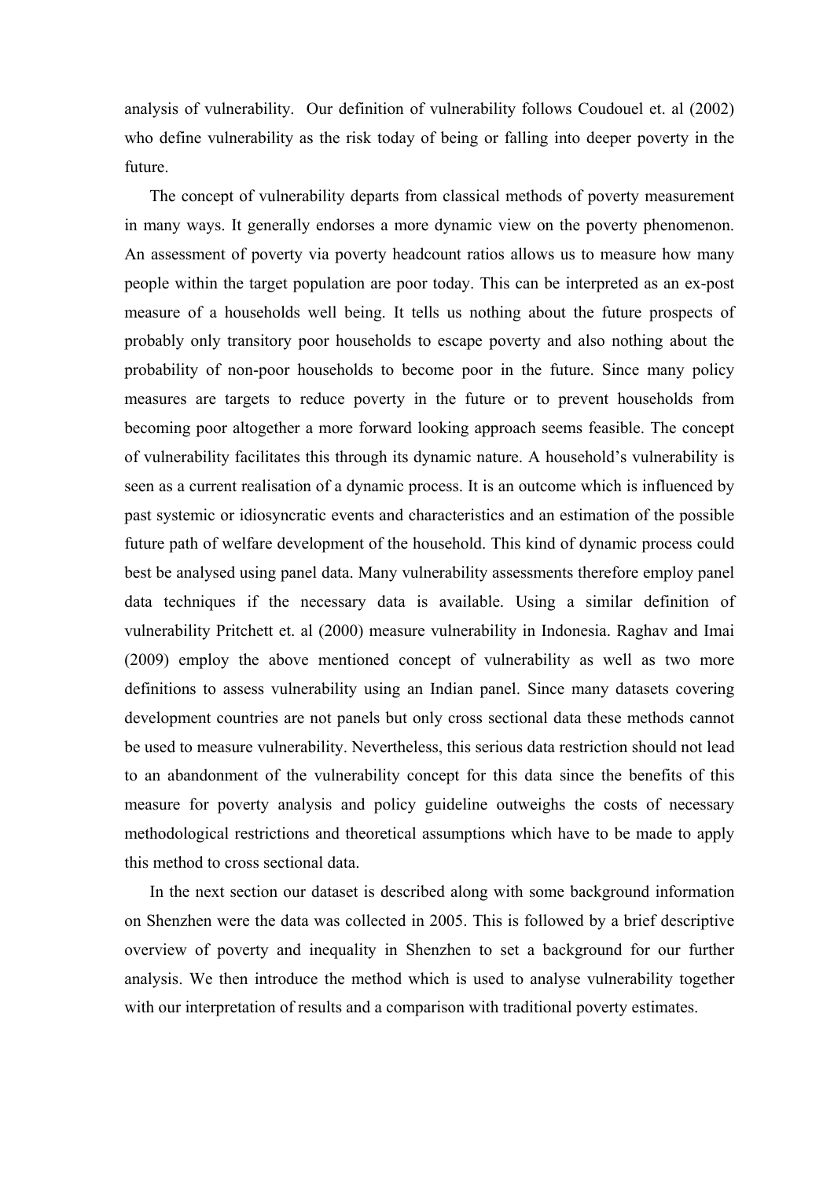analysis of vulnerability. Our definition of vulnerability follows Coudouel et. al (2002) who define vulnerability as the risk today of being or falling into deeper poverty in the future.

The concept of vulnerability departs from classical methods of poverty measurement in many ways. It generally endorses a more dynamic view on the poverty phenomenon. An assessment of poverty via poverty headcount ratios allows us to measure how many people within the target population are poor today. This can be interpreted as an ex-post measure of a households well being. It tells us nothing about the future prospects of probably only transitory poor households to escape poverty and also nothing about the probability of non-poor households to become poor in the future. Since many policy measures are targets to reduce poverty in the future or to prevent households from becoming poor altogether a more forward looking approach seems feasible. The concept of vulnerability facilitates this through its dynamic nature. A household's vulnerability is seen as a current realisation of a dynamic process. It is an outcome which is influenced by past systemic or idiosyncratic events and characteristics and an estimation of the possible future path of welfare development of the household. This kind of dynamic process could best be analysed using panel data. Many vulnerability assessments therefore employ panel data techniques if the necessary data is available. Using a similar definition of vulnerability Pritchett et. al (2000) measure vulnerability in Indonesia. Raghav and Imai (2009) employ the above mentioned concept of vulnerability as well as two more definitions to assess vulnerability using an Indian panel. Since many datasets covering development countries are not panels but only cross sectional data these methods cannot be used to measure vulnerability. Nevertheless, this serious data restriction should not lead to an abandonment of the vulnerability concept for this data since the benefits of this measure for poverty analysis and policy guideline outweighs the costs of necessary methodological restrictions and theoretical assumptions which have to be made to apply this method to cross sectional data.

In the next section our dataset is described along with some background information on Shenzhen were the data was collected in 2005. This is followed by a brief descriptive overview of poverty and inequality in Shenzhen to set a background for our further analysis. We then introduce the method which is used to analyse vulnerability together with our interpretation of results and a comparison with traditional poverty estimates.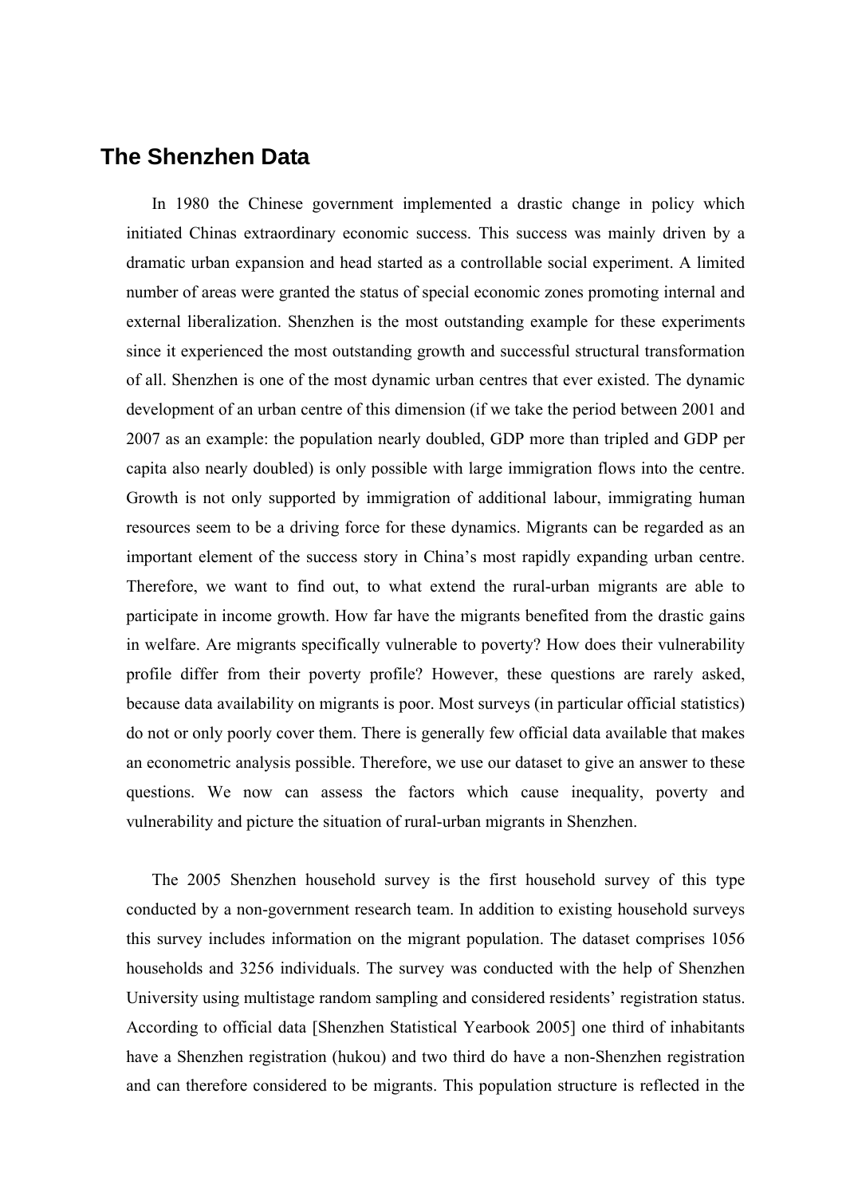## The Shenzhen Data

In 1980 the Chinese government implemented a drastic change in policy which initiated Chinas extraordinary economic success. This success was mainly driven by a dramatic urban expansion and head started as a controllable social experiment. A limited number of areas were granted the status of special economic zones promoting internal and external liberalization. Shenzhen is the most outstanding example for these experiments since it experienced the most outstanding growth and successful structural transformation of all. Shenzhen is one of the most dynamic urban centres that ever existed. The dynamic development of an urban centre of this dimension (if we take the period between 2001 and 2007 as an example: the population nearly doubled, GDP more than tripled and GDP per capita also nearly doubled) is only possible with large immigration flows into the centre. Growth is not only supported by immigration of additional labour, immigrating human resources seem to be a driving force for these dynamics. Migrants can be regarded as an important element of the success story in China's most rapidly expanding urban centre. Therefore, we want to find out, to what extend the rural-urban migrants are able to participate in income growth. How far have the migrants benefited from the drastic gains in welfare. Are migrants specifically vulnerable to poverty? How does their vulnerability profile differ from their poverty profile? However, these questions are rarely asked, because data availability on migrants is poor. Most surveys (in particular official statistics) do not or only poorly cover them. There is generally few official data available that makes an econometric analysis possible. Therefore, we use our dataset to give an answer to these questions. We now can assess the factors which cause inequality, poverty and vulnerability and picture the situation of rural-urban migrants in Shenzhen.

The 2005 Shenzhen household survey is the first household survey of this type conducted by a non-government research team. In addition to existing household surveys this survey includes information on the migrant population. The dataset comprises 1056 households and 3256 individuals. The survey was conducted with the help of Shenzhen University using multistage random sampling and considered residents' registration status. According to official data [Shenzhen Statistical Yearbook 2005] one third of inhabitants have a Shenzhen registration (hukou) and two third do have a non-Shenzhen registration and can therefore considered to be migrants. This population structure is reflected in the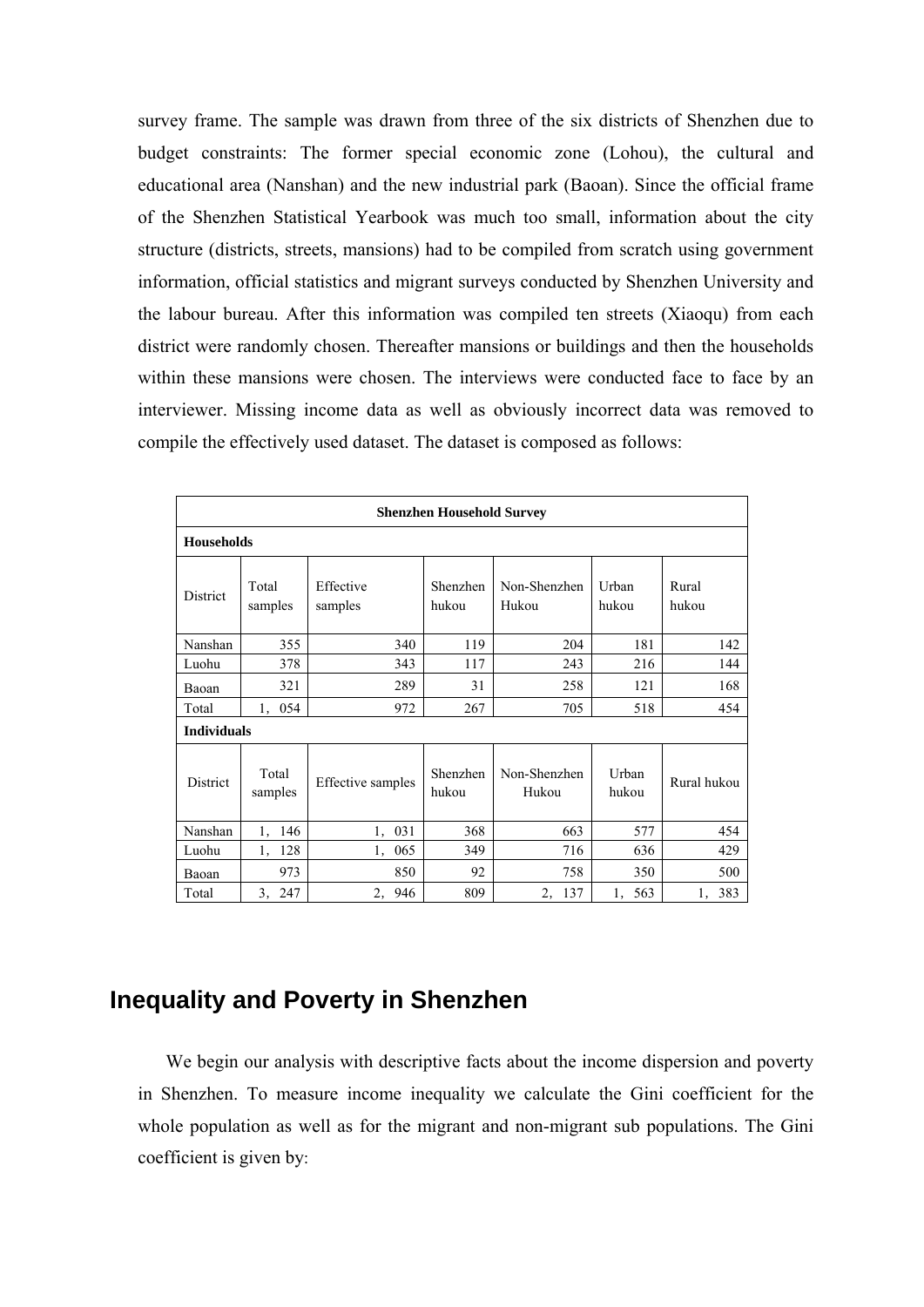survey frame. The sample was drawn from three of the six districts of Shenzhen due to budget constraints: The former special economic zone (Lohou), the cultural and educational area (Nanshan) and the new industrial park (Baoan). Since the official frame of the Shenzhen Statistical Yearbook was much too small, information about the city structure (districts, streets, mansions) had to be compiled from scratch using government information, official statistics and migrant surveys conducted by Shenzhen University and the labour bureau. After this information was compiled ten streets (Xiaoqu) from each district were randomly chosen. Thereafter mansions or buildings and then the households within these mansions were chosen. The interviews were conducted face to face by an interviewer. Missing income data as well as obviously incorrect data was removed to compile the effectively used dataset. The dataset is composed as follows:

| **Shenzhen Household Survey** | | | | | | |
|---|---|---|---|---|---|---|
| **Households** | | | | | | |
| District | Total samples | Effective samples | Shenzhen hukou | Non-Shenzhen Hukou | Urban hukou | Rural hukou |
| Nanshan | 355 | 340 | 119 | 204 | 181 | 142 |
| Luohu | 378 | 343 | 117 | 243 | 216 | 144 |
| Baoan | 321 | 289 | 31 | 258 | 121 | 168 |
| Total | 1，054 | 972 | 267 | 705 | 518 | 454 |
| **Individuals** | | | | | | |
| District | Total samples | Effective samples | Shenzhen hukou | Non-Shenzhen Hukou | Urban hukou | Rural hukou |
| Nanshan | 1，146 | 1，031 | 368 | 663 | 577 | 454 |
| Luohu | 1，128 | 1，065 | 349 | 716 | 636 | 429 |
| Baoan | 973 | 850 | 92 | 758 | 350 | 500 |
| Total | 3，247 | 2，946 | 809 | 2，137 | 1，563 | 1，383 |

## Inequality and Poverty in Shenzhen

We begin our analysis with descriptive facts about the income dispersion and poverty in Shenzhen. To measure income inequality we calculate the Gini coefficient for the whole population as well as for the migrant and non-migrant sub populations. The Gini coefficient is given by: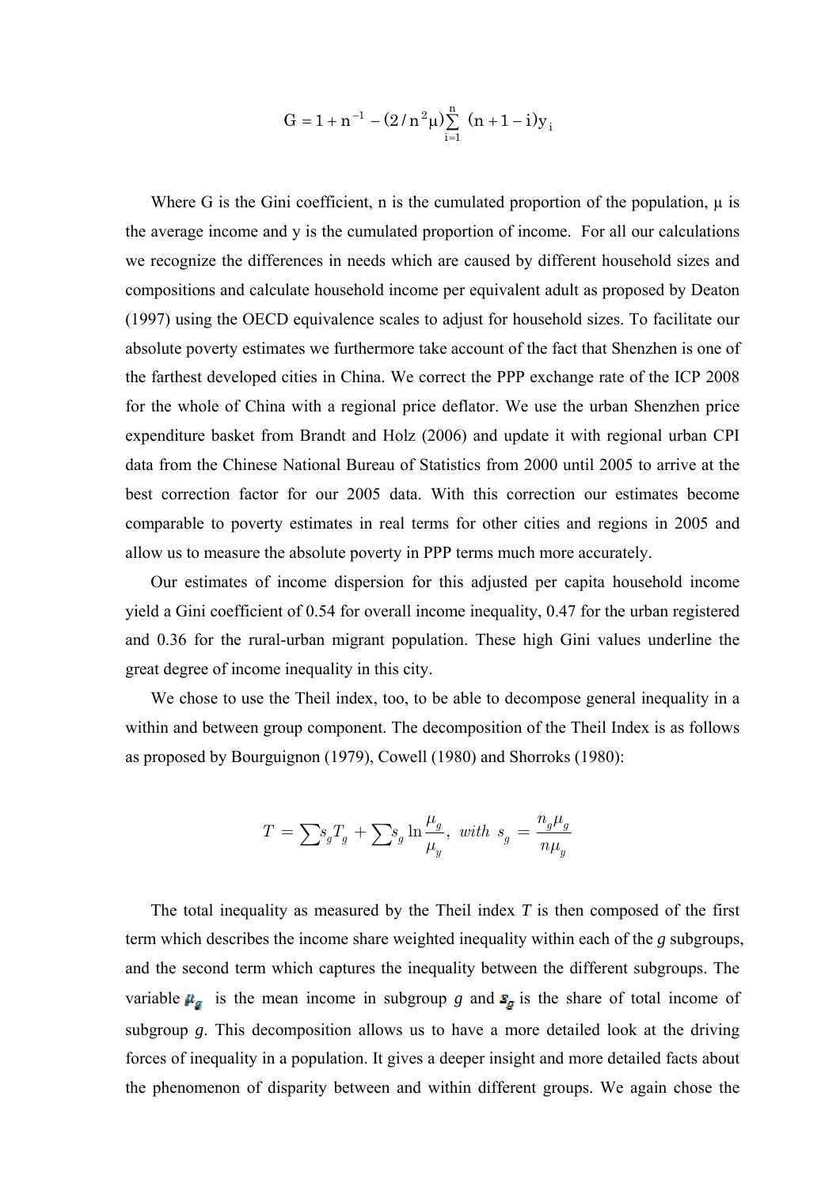$$G = 1 + n^{-1} - (2/n^2\mu)\sum_{i=1}^{n}(n+1-i)y_i$$

Where G is the Gini coefficient, n is the cumulated proportion of the population, μ is the average income and y is the cumulated proportion of income. For all our calculations we recognize the differences in needs which are caused by different household sizes and compositions and calculate household income per equivalent adult as proposed by Deaton (1997) using the OECD equivalence scales to adjust for household sizes. To facilitate our absolute poverty estimates we furthermore take account of the fact that Shenzhen is one of the farthest developed cities in China. We correct the PPP exchange rate of the ICP 2008 for the whole of China with a regional price deflator. We use the urban Shenzhen price expenditure basket from Brandt and Holz (2006) and update it with regional urban CPI data from the Chinese National Bureau of Statistics from 2000 until 2005 to arrive at the best correction factor for our 2005 data. With this correction our estimates become comparable to poverty estimates in real terms for other cities and regions in 2005 and allow us to measure the absolute poverty in PPP terms much more accurately.

Our estimates of income dispersion for this adjusted per capita household income yield a Gini coefficient of 0.54 for overall income inequality, 0.47 for the urban registered and 0.36 for the rural-urban migrant population. These high Gini values underline the great degree of income inequality in this city.

We chose to use the Theil index, too, to be able to decompose general inequality in a within and between group component. The decomposition of the Theil Index is as follows as proposed by Bourguignon (1979), Cowell (1980) and Shorroks (1980):

$$T = \sum s_g T_g + \sum s_g \ln \frac{\mu_g}{\mu_y}, \ with \ s_g = \frac{n_g \mu_g}{n \mu_y}$$

The total inequality as measured by the Theil index *T* is then composed of the first term which describes the income share weighted inequality within each of the *g* subgroups, and the second term which captures the inequality between the different subgroups. The variable $\mu_g$ is the mean income in subgroup *g* and $s_g$ is the share of total income of subgroup *g*. This decomposition allows us to have a more detailed look at the driving forces of inequality in a population. It gives a deeper insight and more detailed facts about the phenomenon of disparity between and within different groups. We again chose the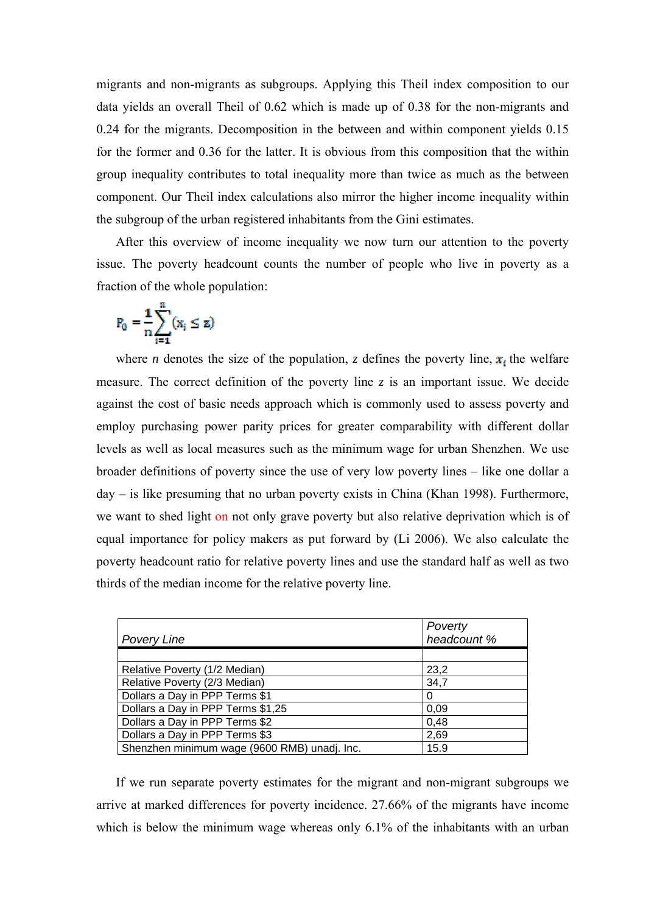migrants and non-migrants as subgroups. Applying this Theil index composition to our data yields an overall Theil of 0.62 which is made up of 0.38 for the non-migrants and 0.24 for the migrants. Decomposition in the between and within component yields 0.15 for the former and 0.36 for the latter. It is obvious from this composition that the within group inequality contributes to total inequality more than twice as much as the between component. Our Theil index calculations also mirror the higher income inequality within the subgroup of the urban registered inhabitants from the Gini estimates.

After this overview of income inequality we now turn our attention to the poverty issue. The poverty headcount counts the number of people who live in poverty as a fraction of the whole population:

$$P_0 = \frac{1}{n}\sum_{i=1}^{n}(x_i \leq z)$$

where *n* denotes the size of the population, *z* defines the poverty line, $x_i$ the welfare measure. The correct definition of the poverty line *z* is an important issue. We decide against the cost of basic needs approach which is commonly used to assess poverty and employ purchasing power parity prices for greater comparability with different dollar levels as well as local measures such as the minimum wage for urban Shenzhen. We use broader definitions of poverty since the use of very low poverty lines – like one dollar a day – is like presuming that no urban poverty exists in China (Khan 1998). Furthermore, we want to shed light on not only grave poverty but also relative deprivation which is of equal importance for policy makers as put forward by (Li 2006). We also calculate the poverty headcount ratio for relative poverty lines and use the standard half as well as two thirds of the median income for the relative poverty line.

| *Povery Line* | *Poverty headcount %* |
|---|---|
| | |
| Relative Poverty (1/2 Median) | 23,2 |
| Relative Poverty (2/3 Median) | 34,7 |
| Dollars a Day in PPP Terms $1 | 0 |
| Dollars a Day in PPP Terms $1,25 | 0,09 |
| Dollars a Day in PPP Terms $2 | 0,48 |
| Dollars a Day in PPP Terms $3 | 2,69 |
| Shenzhen minimum wage (9600 RMB) unadj. Inc. | 15.9 |

If we run separate poverty estimates for the migrant and non-migrant subgroups we arrive at marked differences for poverty incidence. 27.66% of the migrants have income which is below the minimum wage whereas only 6.1% of the inhabitants with an urban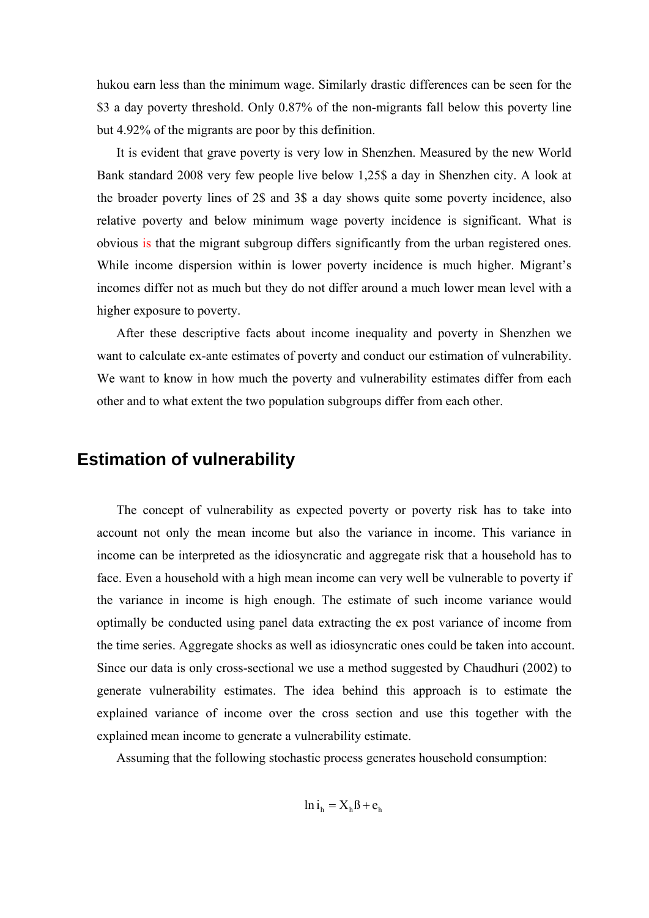hukou earn less than the minimum wage. Similarly drastic differences can be seen for the \$3 a day poverty threshold. Only 0.87% of the non-migrants fall below this poverty line but 4.92% of the migrants are poor by this definition.

It is evident that grave poverty is very low in Shenzhen. Measured by the new World Bank standard 2008 very few people live below 1,25\$ a day in Shenzhen city. A look at the broader poverty lines of 2\$ and 3\$ a day shows quite some poverty incidence, also relative poverty and below minimum wage poverty incidence is significant. What is obvious is that the migrant subgroup differs significantly from the urban registered ones. While income dispersion within is lower poverty incidence is much higher. Migrant's incomes differ not as much but they do not differ around a much lower mean level with a higher exposure to poverty.

After these descriptive facts about income inequality and poverty in Shenzhen we want to calculate ex-ante estimates of poverty and conduct our estimation of vulnerability. We want to know in how much the poverty and vulnerability estimates differ from each other and to what extent the two population subgroups differ from each other.

## Estimation of vulnerability

The concept of vulnerability as expected poverty or poverty risk has to take into account not only the mean income but also the variance in income. This variance in income can be interpreted as the idiosyncratic and aggregate risk that a household has to face. Even a household with a high mean income can very well be vulnerable to poverty if the variance in income is high enough. The estimate of such income variance would optimally be conducted using panel data extracting the ex post variance of income from the time series. Aggregate shocks as well as idiosyncratic ones could be taken into account. Since our data is only cross-sectional we use a method suggested by Chaudhuri (2002) to generate vulnerability estimates. The idea behind this approach is to estimate the explained variance of income over the cross section and use this together with the explained mean income to generate a vulnerability estimate.

Assuming that the following stochastic process generates household consumption:

$$\ln i_h = X_h \beta + e_h$$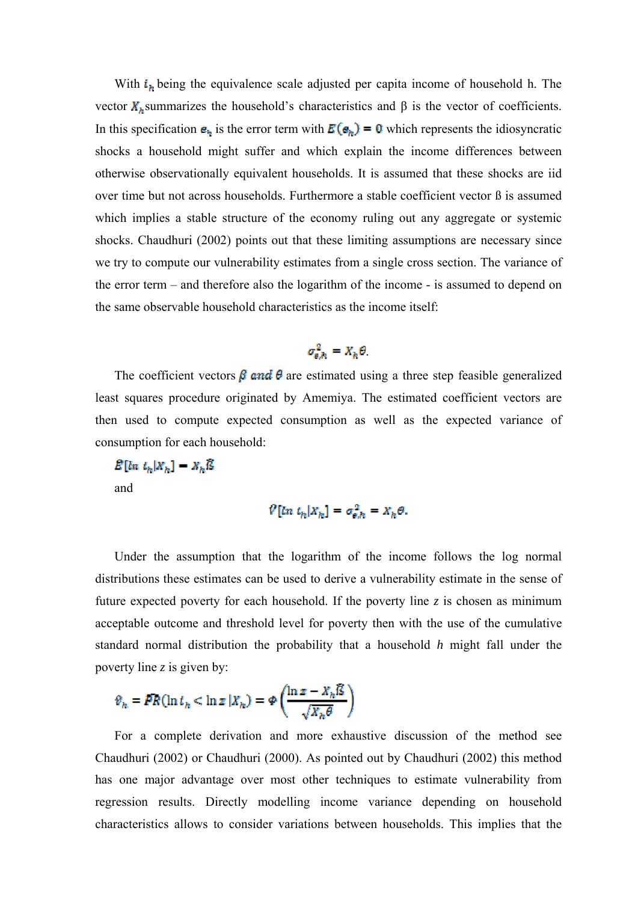With $i_h$ being the equivalence scale adjusted per capita income of household h. The vector $X_h$ summarizes the household's characteristics and β is the vector of coefficients. In this specification $e_h$ is the error term with $E(e_h) = 0$ which represents the idiosyncratic shocks a household might suffer and which explain the income differences between otherwise observationally equivalent households. It is assumed that these shocks are iid over time but not across households. Furthermore a stable coefficient vector ß is assumed which implies a stable structure of the economy ruling out any aggregate or systemic shocks. Chaudhuri (2002) points out that these limiting assumptions are necessary since we try to compute our vulnerability estimates from a single cross section. The variance of the error term – and therefore also the logarithm of the income - is assumed to depend on the same observable household characteristics as the income itself:

$$\sigma^2_{e,h} = X_h\theta.$$

The coefficient vectors $\beta$ *and* $\theta$ are estimated using a three step feasible generalized least squares procedure originated by Amemiya. The estimated coefficient vectors are then used to compute expected consumption as well as the expected variance of consumption for each household:

$$E[\ln\, i_h | X_h] = X_h\hat{\beta}$$

and

$$\hat{V}[\ln\, i_h | X_h] = \sigma^2_{e,h} = X_h\theta.$$

Under the assumption that the logarithm of the income follows the log normal distributions these estimates can be used to derive a vulnerability estimate in the sense of future expected poverty for each household. If the poverty line *z* is chosen as minimum acceptable outcome and threshold level for poverty then with the use of the cumulative standard normal distribution the probability that a household *h* might fall under the poverty line *z* is given by:

$$\hat{v}_h = \hat{PR}(\ln i_h < \ln z\, | X_h) = \Phi\left(\frac{\ln z - X_h\hat{\beta}}{\sqrt{X_h\theta}}\right)$$

For a complete derivation and more exhaustive discussion of the method see Chaudhuri (2002) or Chaudhuri (2000). As pointed out by Chaudhuri (2002) this method has one major advantage over most other techniques to estimate vulnerability from regression results. Directly modelling income variance depending on household characteristics allows to consider variations between households. This implies that the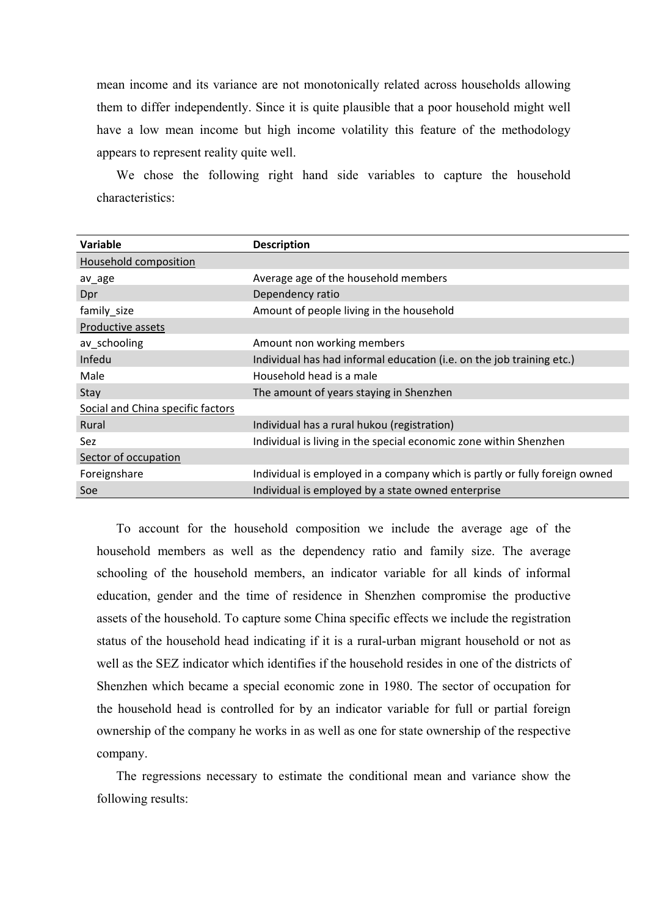mean income and its variance are not monotonically related across households allowing them to differ independently. Since it is quite plausible that a poor household might well have a low mean income but high income volatility this feature of the methodology appears to represent reality quite well.

We chose the following right hand side variables to capture the household characteristics:

| Variable | Description |
|---|---|
| Household composition | |
| av_age | Average age of the household members |
| Dpr | Dependency ratio |
| family_size | Amount of people living in the household |
| Productive assets | |
| av_schooling | Amount non working members |
| Infedu | Individual has had informal education (i.e. on the job training etc.) |
| Male | Household head is a male |
| Stay | The amount of years staying in Shenzhen |
| Social and China specific factors | |
| Rural | Individual has a rural hukou (registration) |
| Sez | Individual is living in the special economic zone within Shenzhen |
| Sector of occupation | |
| Foreignshare | Individual is employed in a company which is partly or fully foreign owned |
| Soe | Individual is employed by a state owned enterprise |

To account for the household composition we include the average age of the household members as well as the dependency ratio and family size. The average schooling of the household members, an indicator variable for all kinds of informal education, gender and the time of residence in Shenzhen compromise the productive assets of the household. To capture some China specific effects we include the registration status of the household head indicating if it is a rural-urban migrant household or not as well as the SEZ indicator which identifies if the household resides in one of the districts of Shenzhen which became a special economic zone in 1980. The sector of occupation for the household head is controlled for by an indicator variable for full or partial foreign ownership of the company he works in as well as one for state ownership of the respective company.

The regressions necessary to estimate the conditional mean and variance show the following results: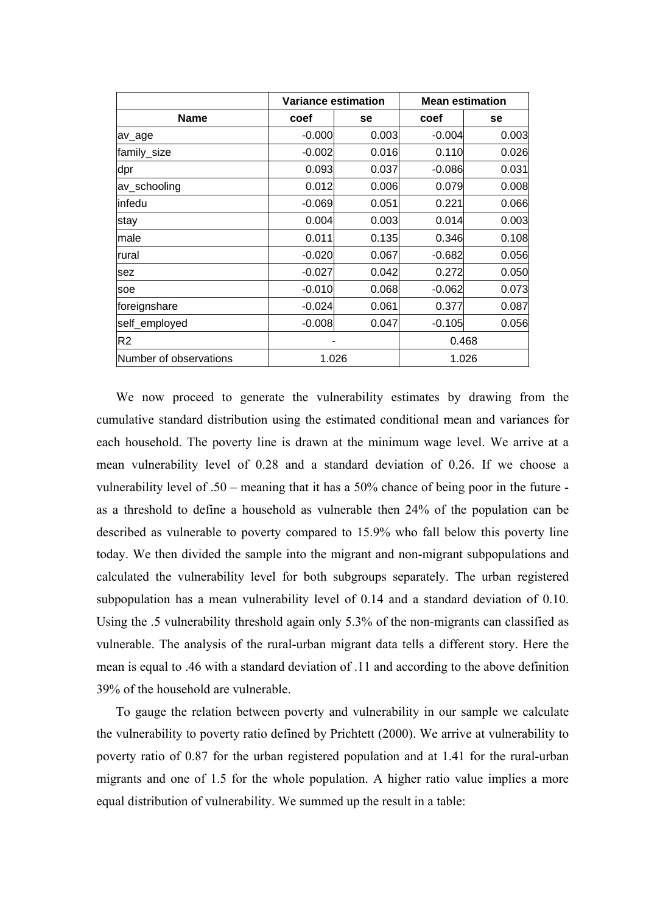| | Variance estimation | | Mean estimation | |
|---|---|---|---|---|
| **Name** | **coef** | **se** | **coef** | **se** |
| av_age | -0.000 | 0.003 | -0.004 | 0.003 |
| family_size | -0.002 | 0.016 | 0.110 | 0.026 |
| dpr | 0.093 | 0.037 | -0.086 | 0.031 |
| av_schooling | 0.012 | 0.006 | 0.079 | 0.008 |
| infedu | -0.069 | 0.051 | 0.221 | 0.066 |
| stay | 0.004 | 0.003 | 0.014 | 0.003 |
| male | 0.011 | 0.135 | 0.346 | 0.108 |
| rural | -0.020 | 0.067 | -0.682 | 0.056 |
| sez | -0.027 | 0.042 | 0.272 | 0.050 |
| soe | -0.010 | 0.068 | -0.062 | 0.073 |
| foreignshare | -0.024 | 0.061 | 0.377 | 0.087 |
| self_employed | -0.008 | 0.047 | -0.105 | 0.056 |
| R2 | - | | 0.468 | |
| Number of observations | 1.026 | | 1.026 | |

We now proceed to generate the vulnerability estimates by drawing from the cumulative standard distribution using the estimated conditional mean and variances for each household. The poverty line is drawn at the minimum wage level. We arrive at a mean vulnerability level of 0.28 and a standard deviation of 0.26. If we choose a vulnerability level of .50 – meaning that it has a 50% chance of being poor in the future - as a threshold to define a household as vulnerable then 24% of the population can be described as vulnerable to poverty compared to 15.9% who fall below this poverty line today. We then divided the sample into the migrant and non-migrant subpopulations and calculated the vulnerability level for both subgroups separately. The urban registered subpopulation has a mean vulnerability level of 0.14 and a standard deviation of 0.10. Using the .5 vulnerability threshold again only 5.3% of the non-migrants can classified as vulnerable. The analysis of the rural-urban migrant data tells a different story. Here the mean is equal to .46 with a standard deviation of .11 and according to the above definition 39% of the household are vulnerable.

To gauge the relation between poverty and vulnerability in our sample we calculate the vulnerability to poverty ratio defined by Prichtett (2000). We arrive at vulnerability to poverty ratio of 0.87 for the urban registered population and at 1.41 for the rural-urban migrants and one of 1.5 for the whole population. A higher ratio value implies a more equal distribution of vulnerability. We summed up the result in a table: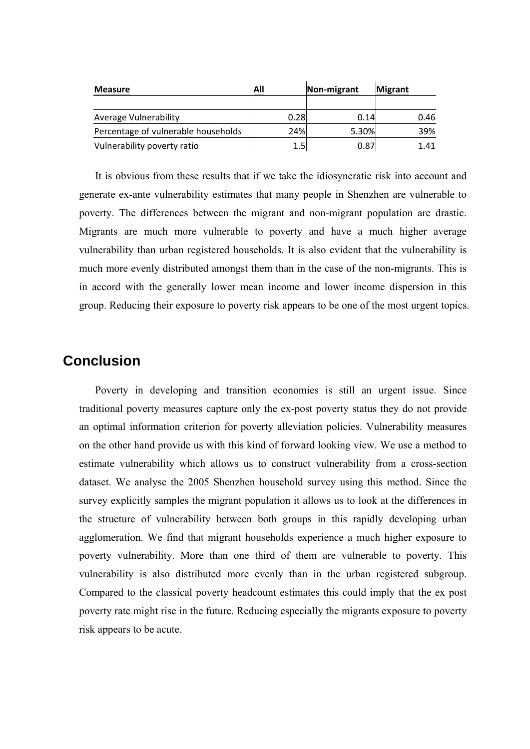| Measure | All | Non-migrant | Migrant |
| --- | --- | --- | --- |
| | | | |
| Average Vulnerability | 0.28 | 0.14 | 0.46 |
| Percentage of vulnerable households | 24% | 5.30% | 39% |
| Vulnerability poverty ratio | 1.5 | 0.87 | 1.41 |

It is obvious from these results that if we take the idiosyncratic risk into account and generate ex-ante vulnerability estimates that many people in Shenzhen are vulnerable to poverty. The differences between the migrant and non-migrant population are drastic. Migrants are much more vulnerable to poverty and have a much higher average vulnerability than urban registered households. It is also evident that the vulnerability is much more evenly distributed amongst them than in the case of the non-migrants. This is in accord with the generally lower mean income and lower income dispersion in this group. Reducing their exposure to poverty risk appears to be one of the most urgent topics.

## Conclusion

Poverty in developing and transition economies is still an urgent issue. Since traditional poverty measures capture only the ex-post poverty status they do not provide an optimal information criterion for poverty alleviation policies. Vulnerability measures on the other hand provide us with this kind of forward looking view. We use a method to estimate vulnerability which allows us to construct vulnerability from a cross-section dataset. We analyse the 2005 Shenzhen household survey using this method. Since the survey explicitly samples the migrant population it allows us to look at the differences in the structure of vulnerability between both groups in this rapidly developing urban agglomeration. We find that migrant households experience a much higher exposure to poverty vulnerability. More than one third of them are vulnerable to poverty. This vulnerability is also distributed more evenly than in the urban registered subgroup. Compared to the classical poverty headcount estimates this could imply that the ex post poverty rate might rise in the future. Reducing especially the migrants exposure to poverty risk appears to be acute.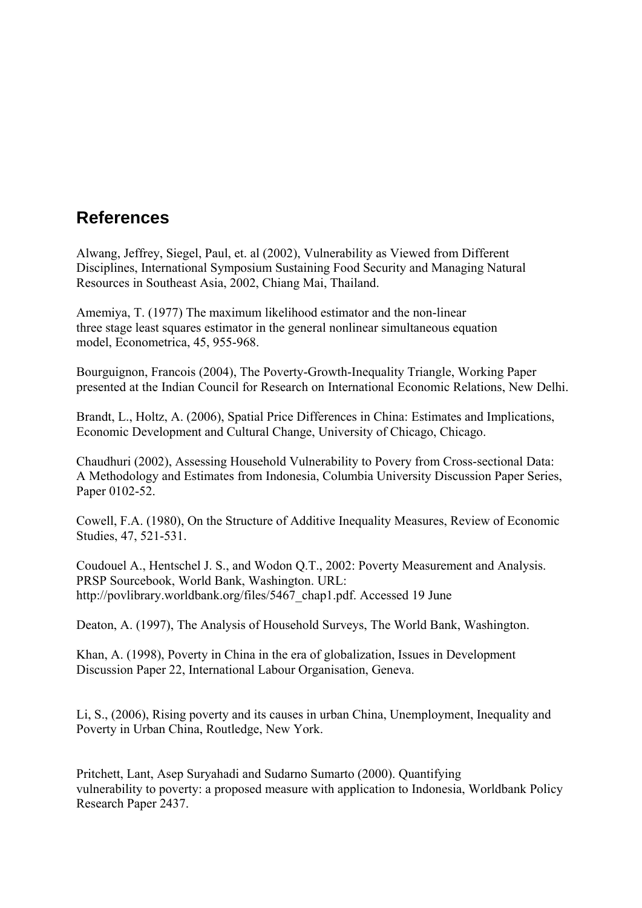## References

Alwang, Jeffrey, Siegel, Paul, et. al (2002), Vulnerability as Viewed from Different Disciplines, International Symposium Sustaining Food Security and Managing Natural Resources in Southeast Asia, 2002, Chiang Mai, Thailand.

Amemiya, T. (1977) The maximum likelihood estimator and the non-linear three stage least squares estimator in the general nonlinear simultaneous equation model, Econometrica, 45, 955-968.

Bourguignon, Francois (2004), The Poverty-Growth-Inequality Triangle, Working Paper presented at the Indian Council for Research on International Economic Relations, New Delhi.

Brandt, L., Holtz, A. (2006), Spatial Price Differences in China: Estimates and Implications, Economic Development and Cultural Change, University of Chicago, Chicago.

Chaudhuri (2002), Assessing Household Vulnerability to Povery from Cross-sectional Data: A Methodology and Estimates from Indonesia, Columbia University Discussion Paper Series, Paper 0102-52.

Cowell, F.A. (1980), On the Structure of Additive Inequality Measures, Review of Economic Studies, 47, 521-531.

Coudouel A., Hentschel J. S., and Wodon Q.T., 2002: Poverty Measurement and Analysis. PRSP Sourcebook, World Bank, Washington. URL: http://povlibrary.worldbank.org/files/5467_chap1.pdf. Accessed 19 June

Deaton, A. (1997), The Analysis of Household Surveys, The World Bank, Washington.

Khan, A. (1998), Poverty in China in the era of globalization, Issues in Development Discussion Paper 22, International Labour Organisation, Geneva.

Li, S., (2006), Rising poverty and its causes in urban China, Unemployment, Inequality and Poverty in Urban China, Routledge, New York.

Pritchett, Lant, Asep Suryahadi and Sudarno Sumarto (2000). Quantifying vulnerability to poverty: a proposed measure with application to Indonesia, Worldbank Policy Research Paper 2437.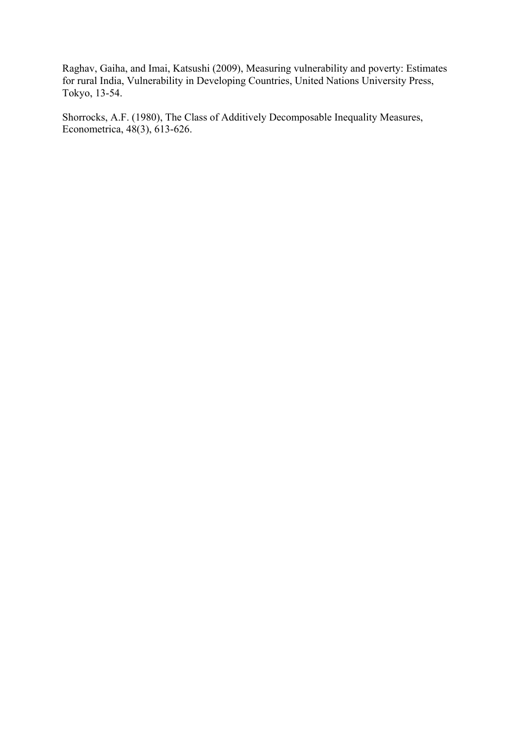Raghav, Gaiha, and Imai, Katsushi (2009), Measuring vulnerability and poverty: Estimates for rural India, Vulnerability in Developing Countries, United Nations University Press, Tokyo, 13-54.

Shorrocks, A.F. (1980), The Class of Additively Decomposable Inequality Measures, Econometrica, 48(3), 613-626.